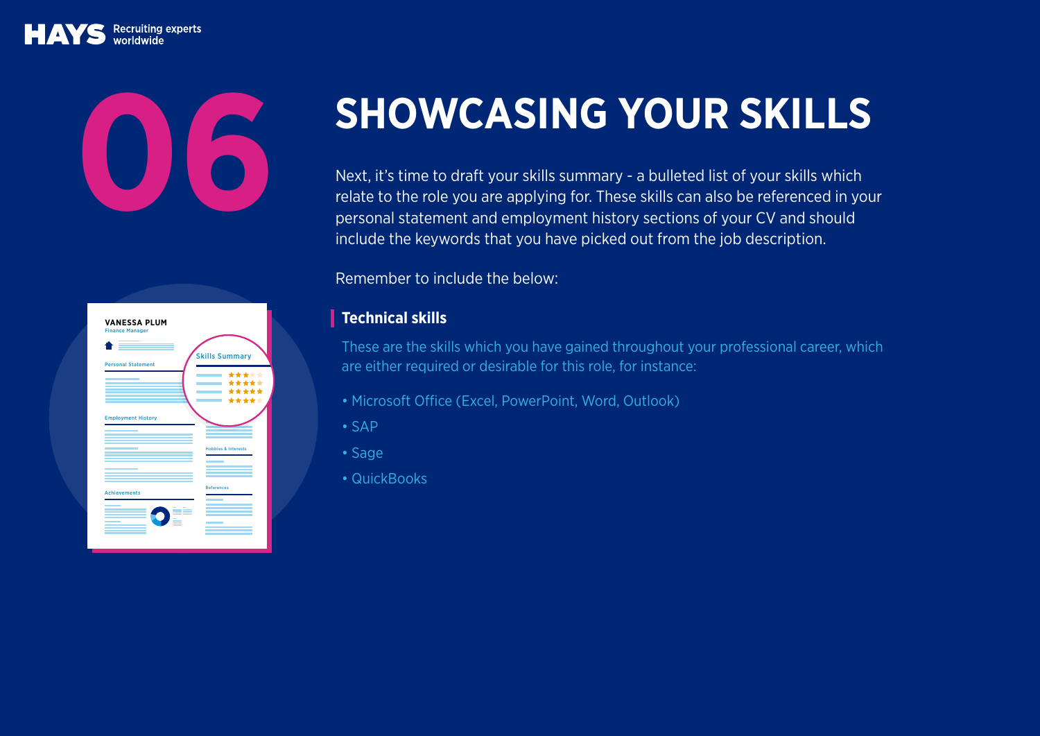# 06

# SHOWCASING YOUR SKILLS

Next, it's time to draft your skills summary - a bulleted list of your skills which relate to the role you are applying for. These skills can also be referenced in your personal statement and employment history sections of your CV and should include the keywords that you have picked out from the job description.

Remember to include the below:

## Technical skills

These are the skills which you have gained throughout your professional career, which are either required or desirable for this role, for instance:

- Microsoft Office (Excel, PowerPoint, Word, Outlook)
- SAP
- Sage
- QuickBooks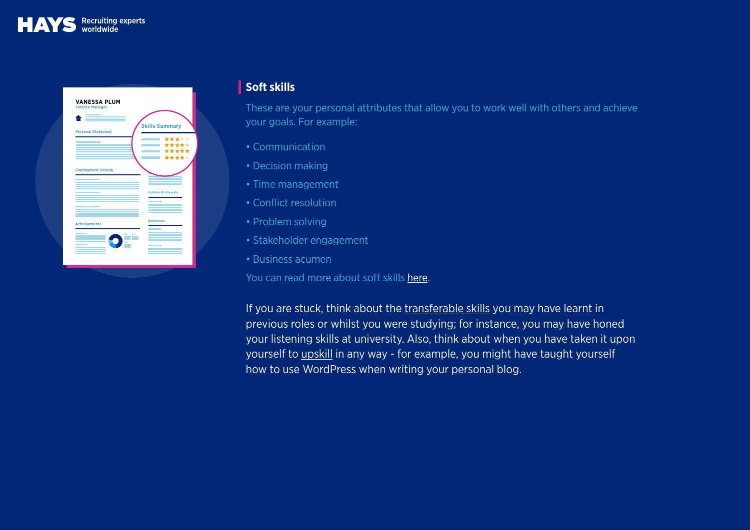## Soft skills

These are your personal attributes that allow you to work well with others and achieve your goals. For example:

- Communication
- Decision making
- Time management
- Conflict resolution
- Problem solving
- Stakeholder engagement
- Business acumen

You can read more about soft skills here.

If you are stuck, think about the transferable skills you may have learnt in previous roles or whilst you were studying; for instance, you may have honed your listening skills at university. Also, think about when you have taken it upon yourself to upskill in any way - for example, you might have taught yourself how to use WordPress when writing your personal blog.